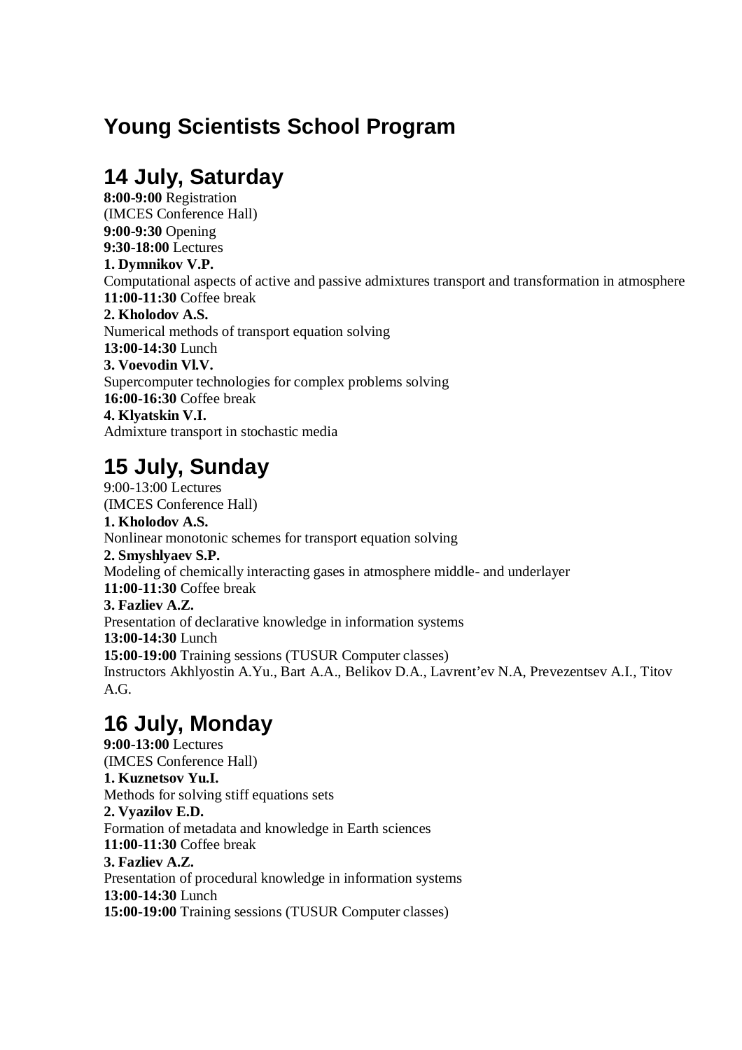# Young Scientists School Program

## 14 July, Saturday

**8:00-9:00** Registration
(IMCES Conference Hall)
**9:00-9:30** Opening
**9:30-18:00** Lectures
**1. Dymnikov V.P.**
Computational aspects of active and passive admixtures transport and transformation in atmosphere
**11:00-11:30** Coffee break
**2. Kholodov A.S.**
Numerical methods of transport equation solving
**13:00-14:30** Lunch
**3. Voevodin Vl.V.**
Supercomputer technologies for complex problems solving
**16:00-16:30** Coffee break
**4. Klyatskin V.I.**
Admixture transport in stochastic media

## 15 July, Sunday

9:00-13:00 Lectures
(IMCES Conference Hall)
**1. Kholodov A.S.**
Nonlinear monotonic schemes for transport equation solving
**2. Smyshlyaev S.P.**
Modeling of chemically interacting gases in atmosphere middle- and underlayer
**11:00-11:30** Coffee break
**3. Fazliev A.Z.**
Presentation of declarative knowledge in information systems
**13:00-14:30** Lunch
**15:00-19:00** Training sessions (TUSUR Computer classes)
Instructors Akhlyostin A.Yu., Bart A.A., Belikov D.A., Lavrent'ev N.A, Prevezentsev A.I., Titov A.G.

## 16 July, Monday

**9:00-13:00** Lectures
(IMCES Conference Hall)
**1. Kuznetsov Yu.I.**
Methods for solving stiff equations sets
**2. Vyazilov E.D.**
Formation of metadata and knowledge in Earth sciences
**11:00-11:30** Coffee break
**3. Fazliev A.Z.**
Presentation of procedural knowledge in information systems
**13:00-14:30** Lunch
**15:00-19:00** Training sessions (TUSUR Computer classes)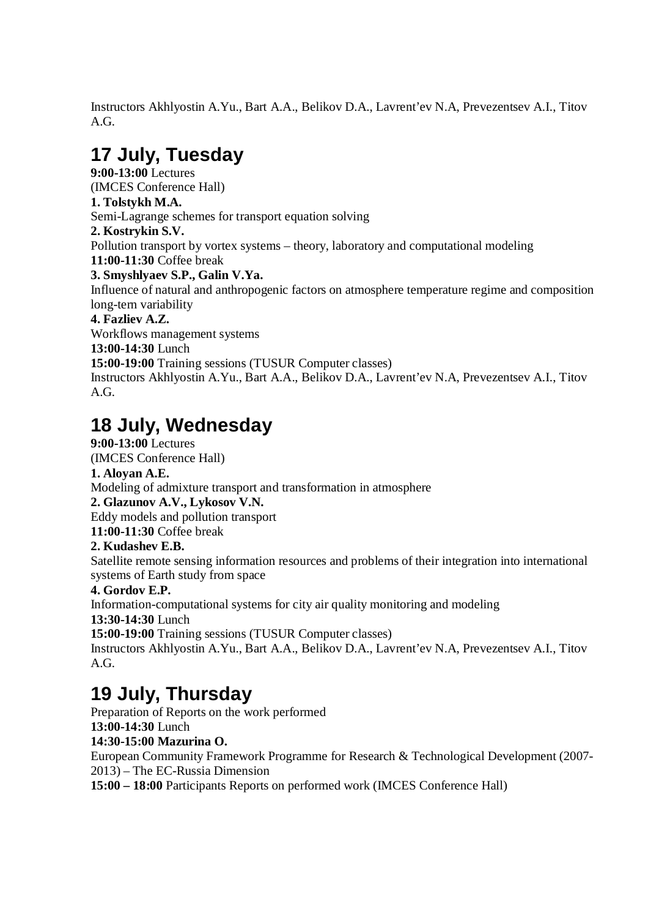Instructors Akhlyostin A.Yu., Bart A.A., Belikov D.A., Lavrent'ev N.A, Prevezentsev A.I., Titov A.G.

# 17 July, Tuesday

**9:00-13:00** Lectures
(IMCES Conference Hall)

**1. Tolstykh M.A.**
Semi-Lagrange schemes for transport equation solving

**2. Kostrykin S.V.**
Pollution transport by vortex systems – theory, laboratory and computational modeling

**11:00-11:30** Coffee break

**3. Smyshlyaev S.P., Galin V.Ya.**
Influence of natural and anthropogenic factors on atmosphere temperature regime and composition long-tern variability

**4. Fazliev A.Z.**
Workflows management systems

**13:00-14:30** Lunch

**15:00-19:00** Training sessions (TUSUR Computer classes)
Instructors Akhlyostin A.Yu., Bart A.A., Belikov D.A., Lavrent'ev N.A, Prevezentsev A.I., Titov A.G.

# 18 July, Wednesday

**9:00-13:00** Lectures
(IMCES Conference Hall)

**1. Aloyan A.E.**
Modeling of admixture transport and transformation in atmosphere

**2. Glazunov A.V., Lykosov V.N.**
Eddy models and pollution transport

**11:00-11:30** Coffee break

**2. Kudashev E.B.**
Satellite remote sensing information resources and problems of their integration into international systems of Earth study from space

**4. Gordov E.P.**
Information-computational systems for city air quality monitoring and modeling

**13:30-14:30** Lunch

**15:00-19:00** Training sessions (TUSUR Computer classes)
Instructors Akhlyostin A.Yu., Bart A.A., Belikov D.A., Lavrent'ev N.A, Prevezentsev A.I., Titov A.G.

# 19 July, Thursday

Preparation of Reports on the work performed

**13:00-14:30** Lunch

**14:30-15:00 Mazurina O.**
European Community Framework Programme for Research & Technological Development (2007-2013) – The EC-Russia Dimension

**15:00 – 18:00** Participants Reports on performed work (IMCES Conference Hall)